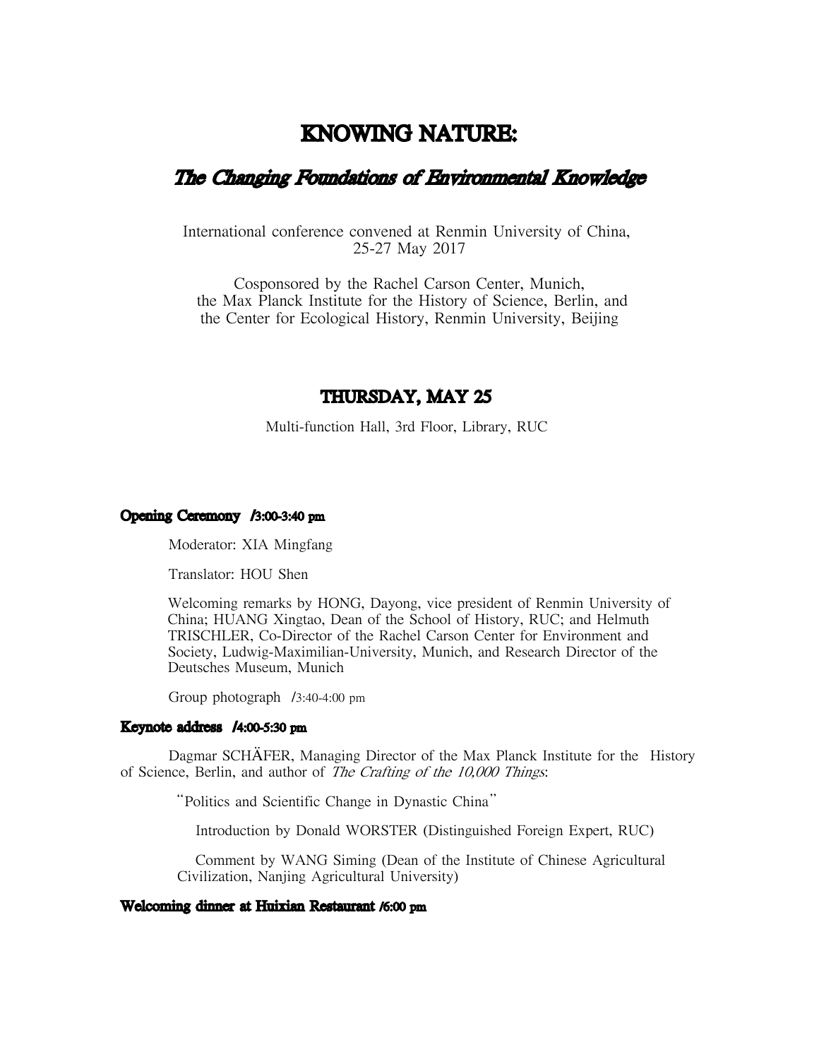# KNOWING NATURE:

## *The Changing Foundations of Environmental Knowledge*

International conference convened at Renmin University of China, 25-27 May 2017

Cosponsored by the Rachel Carson Center, Munich, the Max Planck Institute for the History of Science, Berlin, and the Center for Ecological History, Renmin University, Beijing

## THURSDAY, MAY 25

Multi-function Hall, 3rd Floor, Library, RUC

**Opening Ceremony /3:00-3:40 pm**

Moderator: XIA Mingfang

Translator: HOU Shen

Welcoming remarks by HONG, Dayong, vice president of Renmin University of China; HUANG Xingtao, Dean of the School of History, RUC; and Helmuth TRISCHLER, Co-Director of the Rachel Carson Center for Environment and Society, Ludwig-Maximilian-University, Munich, and Research Director of the Deutsches Museum, Munich

Group photograph /3:40-4:00 pm

**Keynote address /4:00-5:30 pm**

Dagmar SCHÄFER, Managing Director of the Max Planck Institute for the History of Science, Berlin, and author of *The Crafting of the 10,000 Things*:

"Politics and Scientific Change in Dynastic China"

Introduction by Donald WORSTER (Distinguished Foreign Expert, RUC)

Comment by WANG Siming (Dean of the Institute of Chinese Agricultural Civilization, Nanjing Agricultural University)

**Welcoming dinner at Huixian Restaurant /6:00 pm**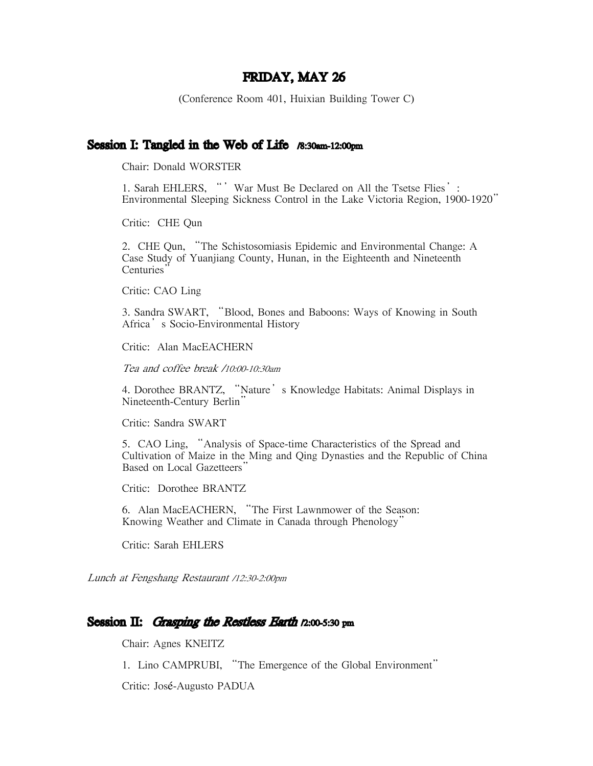# FRIDAY, MAY 26

(Conference Room 401, Huixian Building Tower C)

## Session I: Tangled in the Web of Life /8:30am-12:00pm

Chair: Donald WORSTER

1. Sarah EHLERS, "'War Must Be Declared on All the Tsetse Flies': Environmental Sleeping Sickness Control in the Lake Victoria Region, 1900-1920"

Critic: CHE Qun

2. CHE Qun, "The Schistosomiasis Epidemic and Environmental Change: A Case Study of Yuanjiang County, Hunan, in the Eighteenth and Nineteenth Centuries"

Critic: CAO Ling

3. Sandra SWART, "Blood, Bones and Baboons: Ways of Knowing in South Africa's Socio-Environmental History

Critic: Alan MacEACHERN

*Tea and coffee break /10:00-10:30am*

4. Dorothee BRANTZ, "Nature's Knowledge Habitats: Animal Displays in Nineteenth-Century Berlin"

Critic: Sandra SWART

5. CAO Ling, "Analysis of Space-time Characteristics of the Spread and Cultivation of Maize in the Ming and Qing Dynasties and the Republic of China Based on Local Gazetteers"

Critic: Dorothee BRANTZ

6. Alan MacEACHERN, "The First Lawnmower of the Season: Knowing Weather and Climate in Canada through Phenology"

Critic: Sarah EHLERS

*Lunch at Fengshang Restaurant /12:30-2:00pm*

## Session II: *Grasping the Restless Earth* /2:00-5:30 pm

Chair: Agnes KNEITZ

1. Lino CAMPRUBI, "The Emergence of the Global Environment"

Critic: José-Augusto PADUA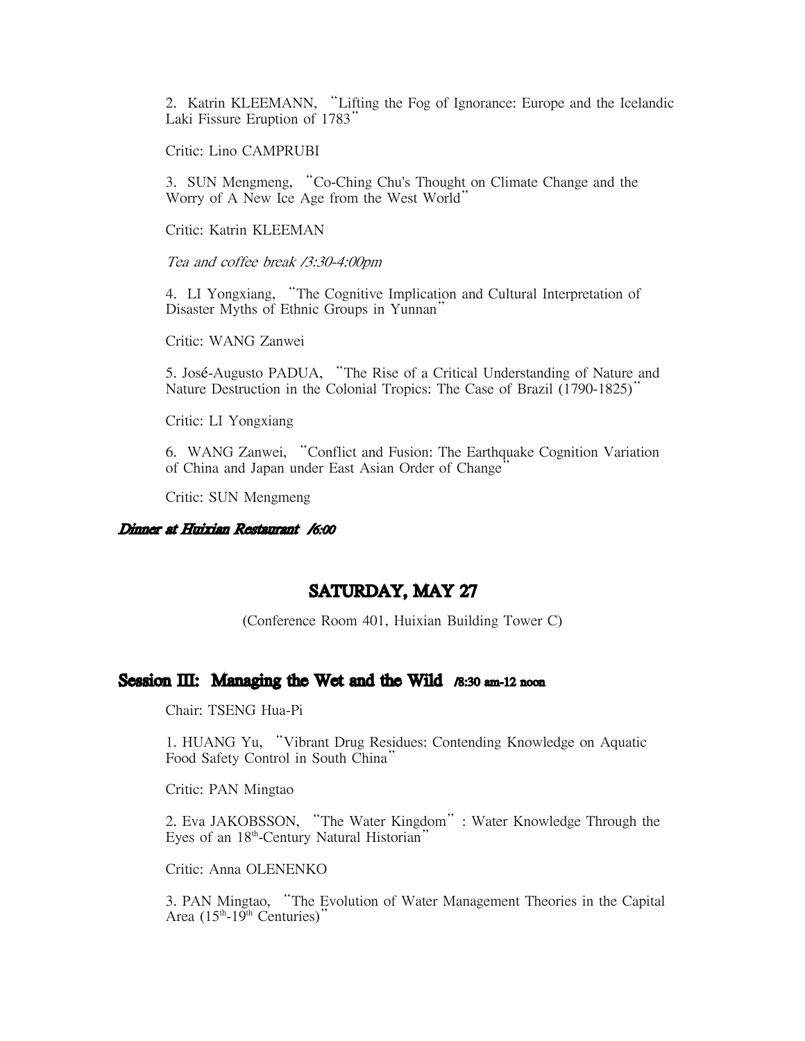2. Katrin KLEEMANN, "Lifting the Fog of Ignorance: Europe and the Icelandic Laki Fissure Eruption of 1783"

Critic: Lino CAMPRUBI

3. SUN Mengmeng, "Co-Ching Chu's Thought on Climate Change and the Worry of A New Ice Age from the West World"

Critic: Katrin KLEEMAN

*Tea and coffee break /3:30-4:00pm*

4. LI Yongxiang, "The Cognitive Implication and Cultural Interpretation of Disaster Myths of Ethnic Groups in Yunnan"

Critic: WANG Zanwei

5. José-Augusto PADUA, "The Rise of a Critical Understanding of Nature and Nature Destruction in the Colonial Tropics: The Case of Brazil (1790-1825)"

Critic: LI Yongxiang

6. WANG Zanwei, "Conflict and Fusion: The Earthquake Cognition Variation of China and Japan under East Asian Order of Change"

Critic: SUN Mengmeng

***Dinner at Huixian Restaurant /6:00***

## SATURDAY, MAY 27

(Conference Room 401, Huixian Building Tower C)

### Session III: Managing the Wet and the Wild /8:30 am-12 noon

Chair: TSENG Hua-Pi

1. HUANG Yu, "Vibrant Drug Residues: Contending Knowledge on Aquatic Food Safety Control in South China"

Critic: PAN Mingtao

2. Eva JAKOBSSON, "The Water Kingdom" : Water Knowledge Through the Eyes of an 18th-Century Natural Historian"

Critic: Anna OLENENKO

3. PAN Mingtao, "The Evolution of Water Management Theories in the Capital Area (15th-19th Centuries)"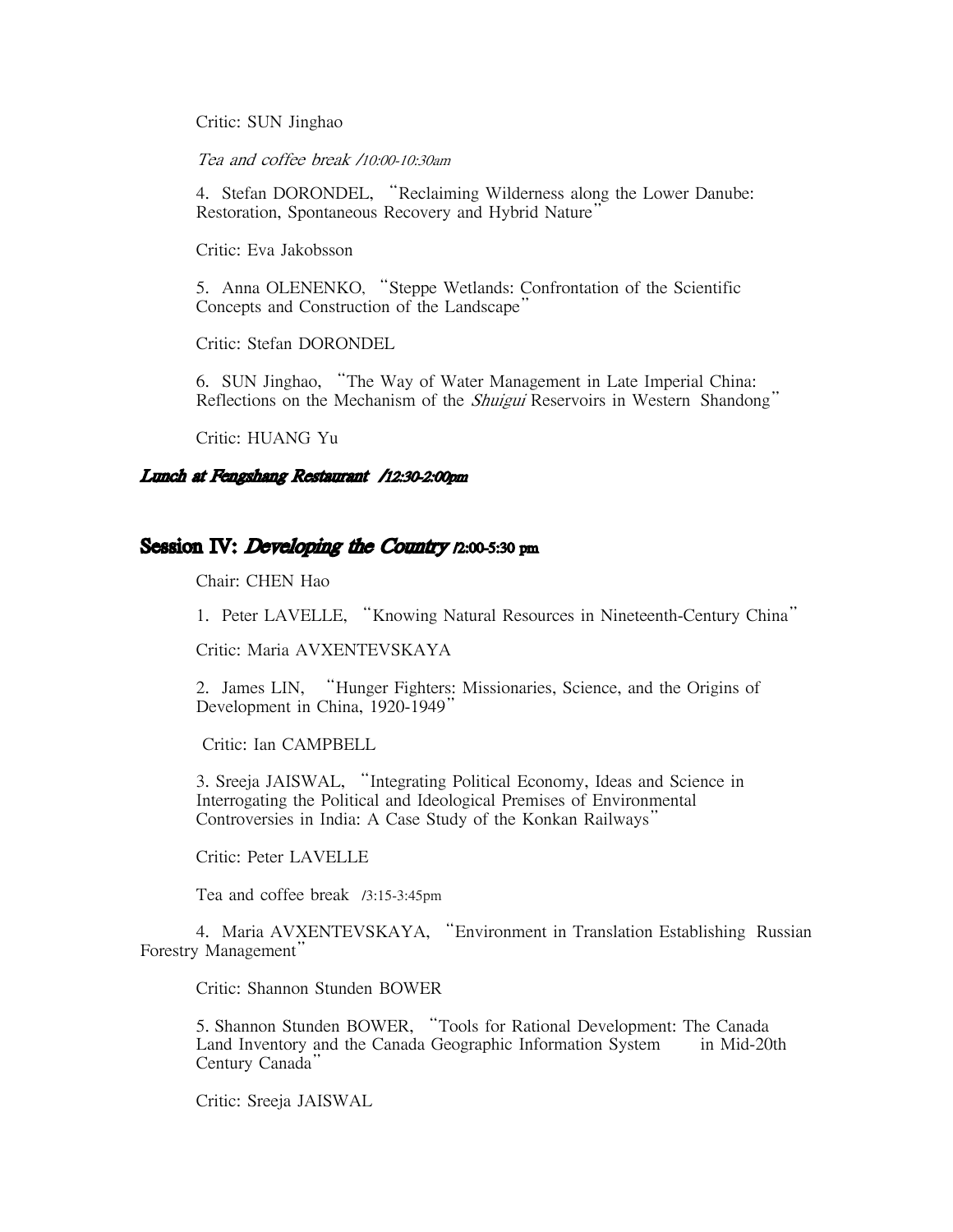Critic: SUN Jinghao

*Tea and coffee break /10:00-10:30am*

4. Stefan DORONDEL, "Reclaiming Wilderness along the Lower Danube: Restoration, Spontaneous Recovery and Hybrid Nature"

Critic: Eva Jakobsson

5. Anna OLENENKO, "Steppe Wetlands: Confrontation of the Scientific Concepts and Construction of the Landscape"

Critic: Stefan DORONDEL

6. SUN Jinghao, "The Way of Water Management in Late Imperial China: Reflections on the Mechanism of the *Shuigui* Reservoirs in Western Shandong"

Critic: HUANG Yu

***Lunch at Fengshang Restaurant /12:30-2:00pm***

## Session IV: *Developing the Country* /2:00-5:30 pm

Chair: CHEN Hao

1. Peter LAVELLE, "Knowing Natural Resources in Nineteenth-Century China"

Critic: Maria AVXENTEVSKAYA

2. James LIN, "Hunger Fighters: Missionaries, Science, and the Origins of Development in China, 1920-1949"

Critic: Ian CAMPBELL

3. Sreeja JAISWAL, "Integrating Political Economy, Ideas and Science in Interrogating the Political and Ideological Premises of Environmental Controversies in India: A Case Study of the Konkan Railways"

Critic: Peter LAVELLE

Tea and coffee break /3:15-3:45pm

4. Maria AVXENTEVSKAYA, "Environment in Translation Establishing Russian Forestry Management"

Critic: Shannon Stunden BOWER

5. Shannon Stunden BOWER, "Tools for Rational Development: The Canada Land Inventory and the Canada Geographic Information System in Mid-20th Century Canada"

Critic: Sreeja JAISWAL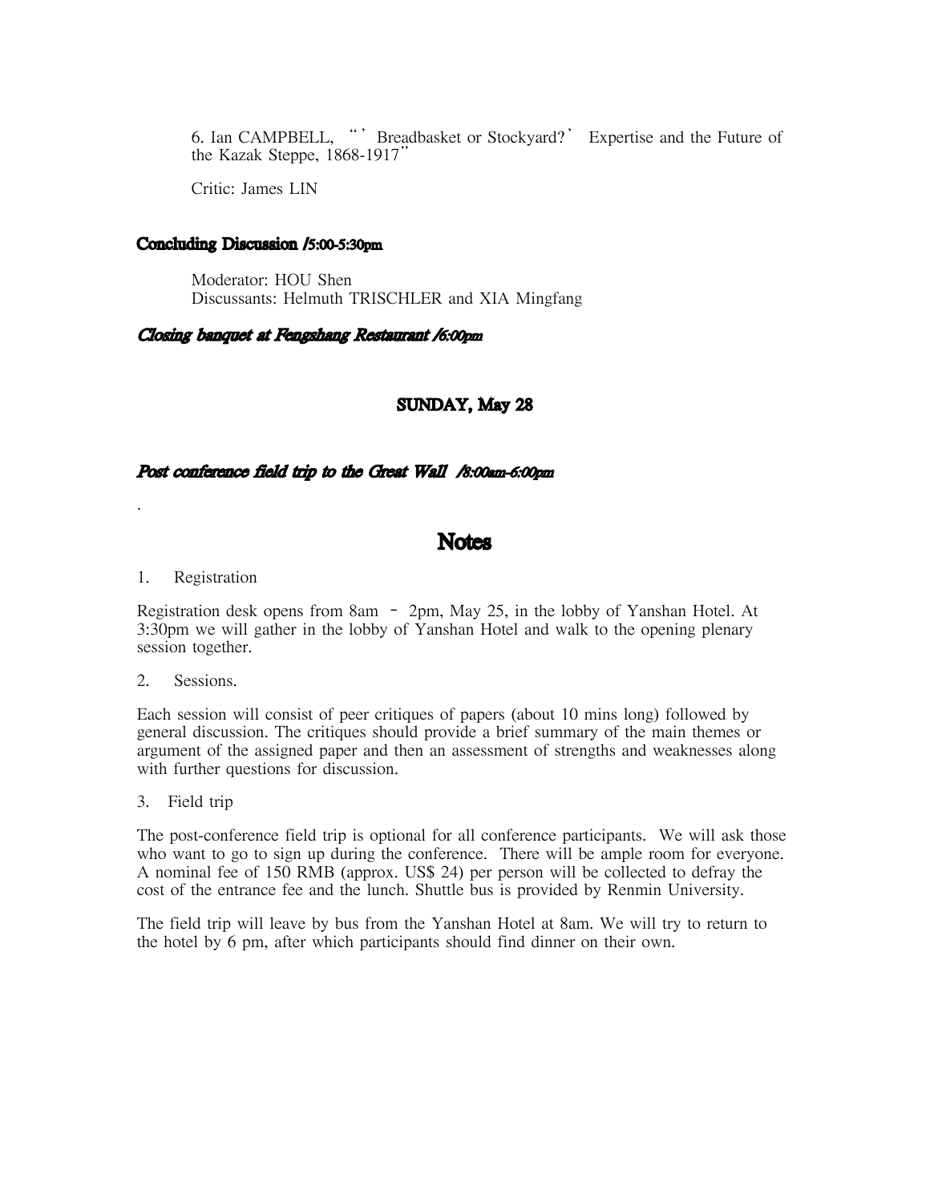6. Ian CAMPBELL, "'Breadbasket or Stockyard?' Expertise and the Future of the Kazak Steppe, 1868-1917"

Critic: James LIN

**Concluding Discussion /5:00-5:30pm**

Moderator: HOU Shen
Discussants: Helmuth TRISCHLER and XIA Mingfang

***Closing banquet at Fengshang Restaurant /6:00pm***

**SUNDAY, May 28**

***Post conference field trip to the Great Wall /8:00am-6:00pm***

.

## Notes

1. Registration

Registration desk opens from 8am – 2pm, May 25, in the lobby of Yanshan Hotel. At 3:30pm we will gather in the lobby of Yanshan Hotel and walk to the opening plenary session together.

2. Sessions.

Each session will consist of peer critiques of papers (about 10 mins long) followed by general discussion. The critiques should provide a brief summary of the main themes or argument of the assigned paper and then an assessment of strengths and weaknesses along with further questions for discussion.

3. Field trip

The post-conference field trip is optional for all conference participants. We will ask those who want to go to sign up during the conference. There will be ample room for everyone. A nominal fee of 150 RMB (approx. US$ 24) per person will be collected to defray the cost of the entrance fee and the lunch. Shuttle bus is provided by Renmin University.

The field trip will leave by bus from the Yanshan Hotel at 8am. We will try to return to the hotel by 6 pm, after which participants should find dinner on their own.